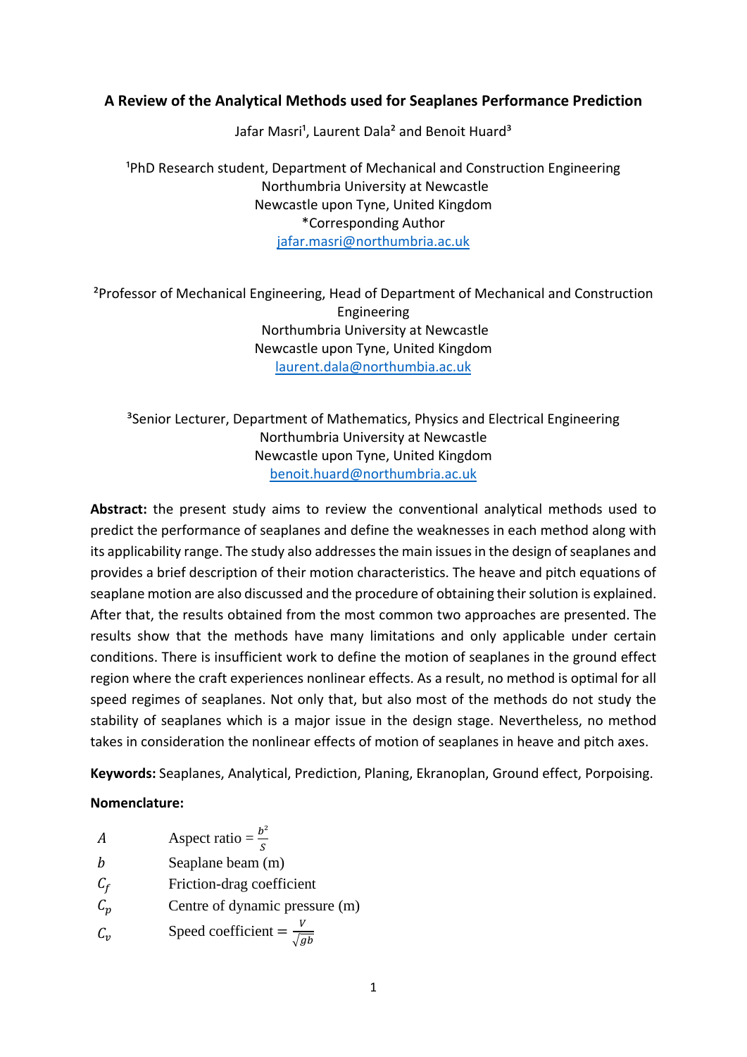# A Review of the Analytical Methods used for Seaplanes Performance Prediction

Jafar Masri[1], Laurent Dala[2] and Benoit Huard[3]

[1]PhD Research student, Department of Mechanical and Construction Engineering
Northumbria University at Newcastle
Newcastle upon Tyne, United Kingdom
*Corresponding Author
jafar.masri@northumbria.ac.uk

[2]Professor of Mechanical Engineering, Head of Department of Mechanical and Construction Engineering
Northumbria University at Newcastle
Newcastle upon Tyne, United Kingdom
laurent.dala@northumbia.ac.uk

[3]Senior Lecturer, Department of Mathematics, Physics and Electrical Engineering
Northumbria University at Newcastle
Newcastle upon Tyne, United Kingdom
benoit.huard@northumbria.ac.uk

**Abstract:** the present study aims to review the conventional analytical methods used to predict the performance of seaplanes and define the weaknesses in each method along with its applicability range. The study also addresses the main issues in the design of seaplanes and provides a brief description of their motion characteristics. The heave and pitch equations of seaplane motion are also discussed and the procedure of obtaining their solution is explained. After that, the results obtained from the most common two approaches are presented. The results show that the methods have many limitations and only applicable under certain conditions. There is insufficient work to define the motion of seaplanes in the ground effect region where the craft experiences nonlinear effects. As a result, no method is optimal for all speed regimes of seaplanes. Not only that, but also most of the methods do not study the stability of seaplanes which is a major issue in the design stage. Nevertheless, no method takes in consideration the nonlinear effects of motion of seaplanes in heave and pitch axes.

**Keywords:** Seaplanes, Analytical, Prediction, Planing, Ekranoplan, Ground effect, Porpoising.

**Nomenclature:**

| | |
|---|---|
| $A$ | Aspect ratio = $\frac{b^2}{S}$ |
| $b$ | Seaplane beam (m) |
| $C_f$ | Friction-drag coefficient |
| $C_p$ | Centre of dynamic pressure (m) |
| $C_v$ | Speed coefficient = $\frac{V}{\sqrt{gb}}$ |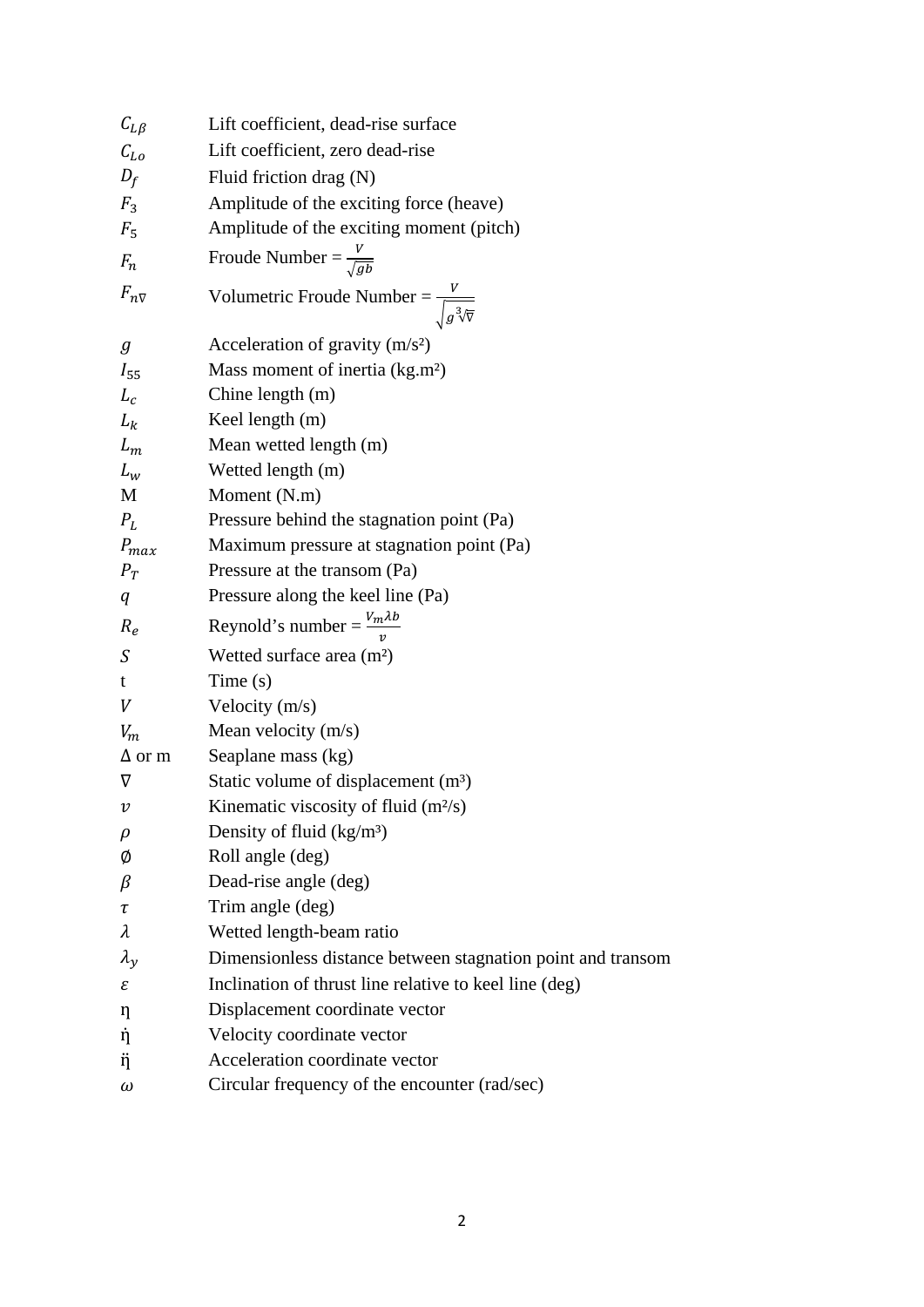| | |
|---|---|
| $C_{L\beta}$ | Lift coefficient, dead-rise surface |
| $C_{Lo}$ | Lift coefficient, zero dead-rise |
| $D_f$ | Fluid friction drag (N) |
| $F_3$ | Amplitude of the exciting force (heave) |
| $F_5$ | Amplitude of the exciting moment (pitch) |
| $F_n$ | Froude Number = $\frac{V}{\sqrt{gb}}$ |
| $F_{n\nabla}$ | Volumetric Froude Number = $\frac{V}{\sqrt{g\sqrt[3]{\nabla}}}$ |
| $g$ | Acceleration of gravity (m/s²) |
| $I_{55}$ | Mass moment of inertia (kg.m²) |
| $L_c$ | Chine length (m) |
| $L_k$ | Keel length (m) |
| $L_m$ | Mean wetted length (m) |
| $L_w$ | Wetted length (m) |
| M | Moment (N.m) |
| $P_L$ | Pressure behind the stagnation point (Pa) |
| $P_{max}$ | Maximum pressure at stagnation point (Pa) |
| $P_T$ | Pressure at the transom (Pa) |
| $q$ | Pressure along the keel line (Pa) |
| $R_e$ | Reynold's number = $\frac{V_m \lambda b}{v}$ |
| $S$ | Wetted surface area (m²) |
| t | Time (s) |
| $V$ | Velocity (m/s) |
| $V_m$ | Mean velocity (m/s) |
| $\Delta$ or m | Seaplane mass (kg) |
| $\nabla$ | Static volume of displacement (m³) |
| $v$ | Kinematic viscosity of fluid (m²/s) |
| $\rho$ | Density of fluid (kg/m³) |
| $\emptyset$ | Roll angle (deg) |
| $\beta$ | Dead-rise angle (deg) |
| $\tau$ | Trim angle (deg) |
| $\lambda$ | Wetted length-beam ratio |
| $\lambda_y$ | Dimensionless distance between stagnation point and transom |
| $\varepsilon$ | Inclination of thrust line relative to keel line (deg) |
| $\eta$ | Displacement coordinate vector |
| $\dot{\eta}$ | Velocity coordinate vector |
| $\ddot{\eta}$ | Acceleration coordinate vector |
| $\omega$ | Circular frequency of the encounter (rad/sec) |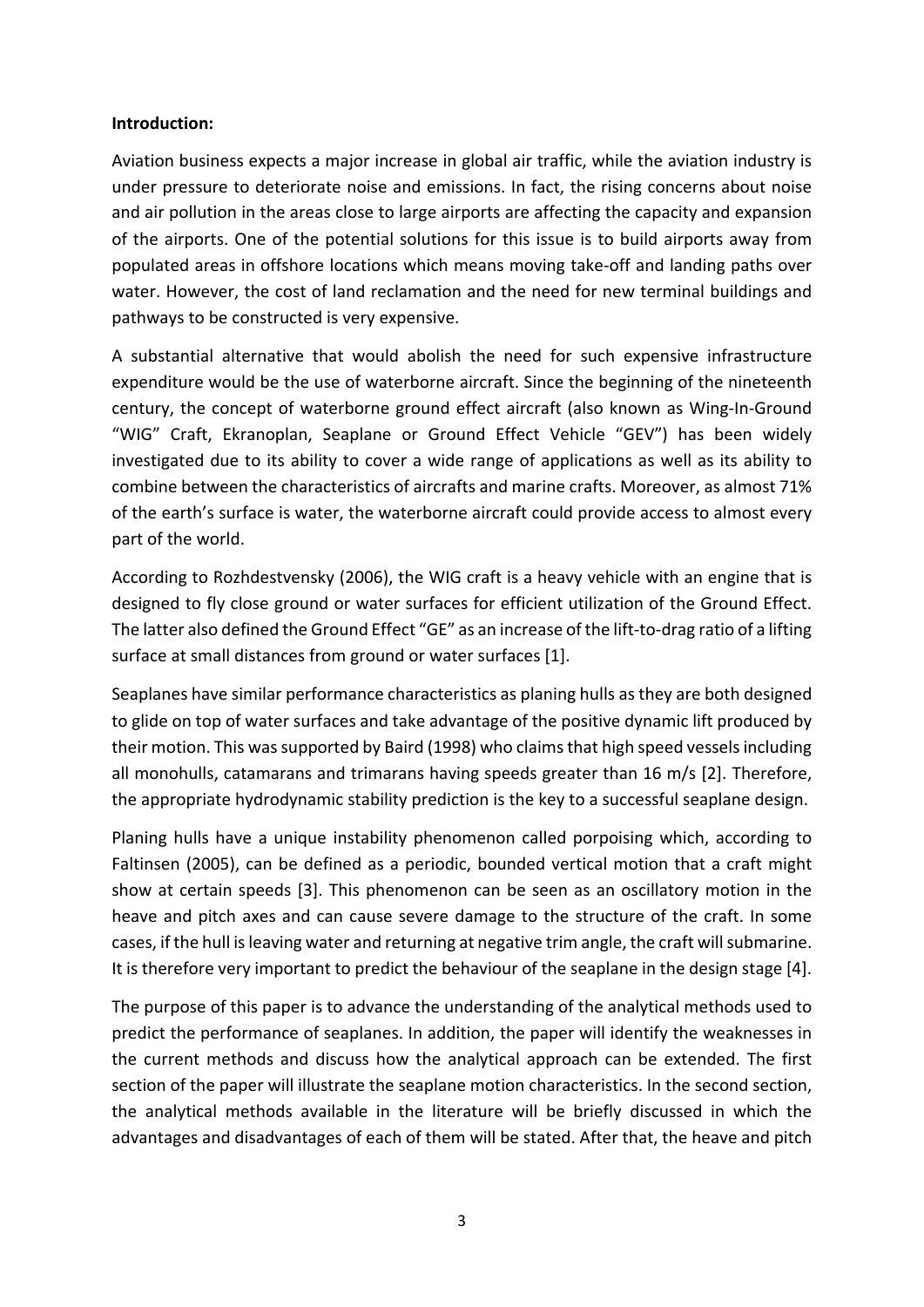**Introduction:**

Aviation business expects a major increase in global air traffic, while the aviation industry is under pressure to deteriorate noise and emissions. In fact, the rising concerns about noise and air pollution in the areas close to large airports are affecting the capacity and expansion of the airports. One of the potential solutions for this issue is to build airports away from populated areas in offshore locations which means moving take-off and landing paths over water. However, the cost of land reclamation and the need for new terminal buildings and pathways to be constructed is very expensive.

A substantial alternative that would abolish the need for such expensive infrastructure expenditure would be the use of waterborne aircraft. Since the beginning of the nineteenth century, the concept of waterborne ground effect aircraft (also known as Wing-In-Ground "WIG" Craft, Ekranoplan, Seaplane or Ground Effect Vehicle "GEV") has been widely investigated due to its ability to cover a wide range of applications as well as its ability to combine between the characteristics of aircrafts and marine crafts. Moreover, as almost 71% of the earth's surface is water, the waterborne aircraft could provide access to almost every part of the world.

According to Rozhdestvensky (2006), the WIG craft is a heavy vehicle with an engine that is designed to fly close ground or water surfaces for efficient utilization of the Ground Effect. The latter also defined the Ground Effect "GE" as an increase of the lift-to-drag ratio of a lifting surface at small distances from ground or water surfaces [1].

Seaplanes have similar performance characteristics as planing hulls as they are both designed to glide on top of water surfaces and take advantage of the positive dynamic lift produced by their motion. This was supported by Baird (1998) who claims that high speed vessels including all monohulls, catamarans and trimarans having speeds greater than 16 m/s [2]. Therefore, the appropriate hydrodynamic stability prediction is the key to a successful seaplane design.

Planing hulls have a unique instability phenomenon called porpoising which, according to Faltinsen (2005), can be defined as a periodic, bounded vertical motion that a craft might show at certain speeds [3]. This phenomenon can be seen as an oscillatory motion in the heave and pitch axes and can cause severe damage to the structure of the craft. In some cases, if the hull is leaving water and returning at negative trim angle, the craft will submarine. It is therefore very important to predict the behaviour of the seaplane in the design stage [4].

The purpose of this paper is to advance the understanding of the analytical methods used to predict the performance of seaplanes. In addition, the paper will identify the weaknesses in the current methods and discuss how the analytical approach can be extended. The first section of the paper will illustrate the seaplane motion characteristics. In the second section, the analytical methods available in the literature will be briefly discussed in which the advantages and disadvantages of each of them will be stated. After that, the heave and pitch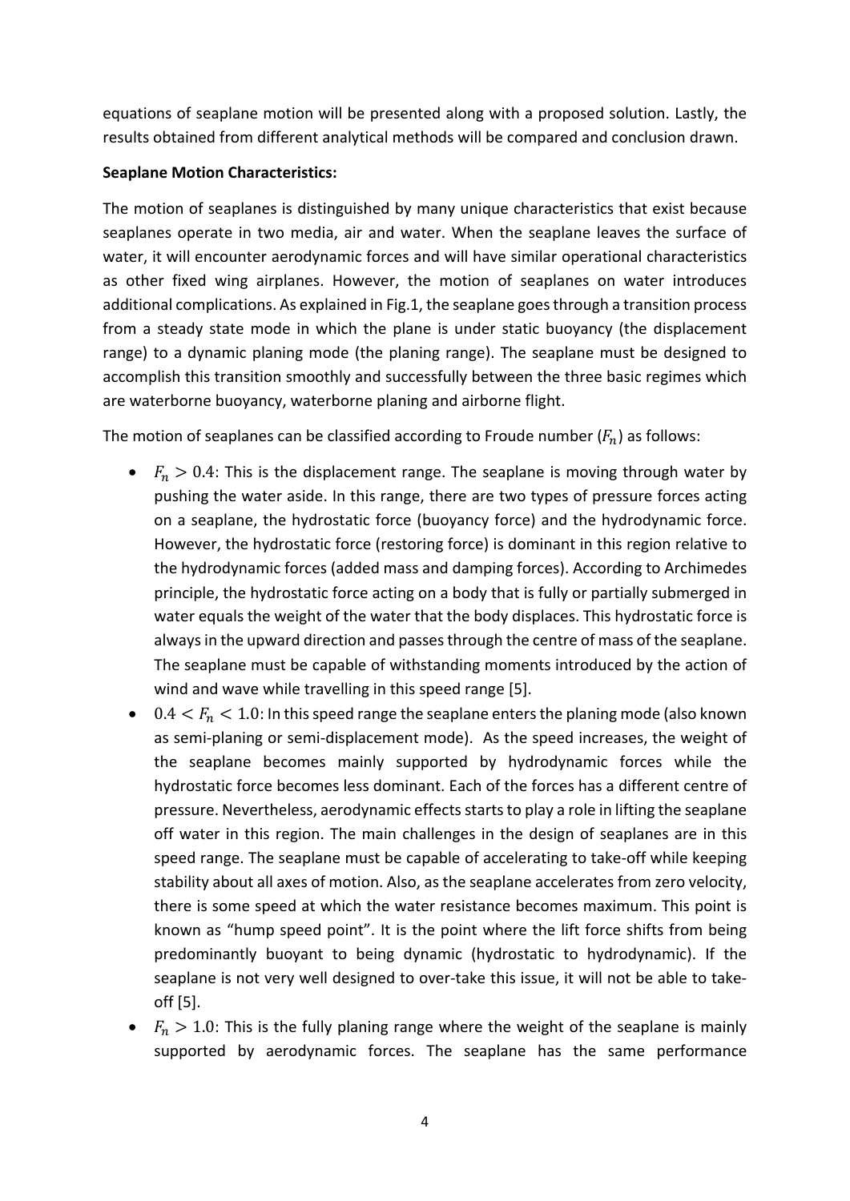equations of seaplane motion will be presented along with a proposed solution. Lastly, the results obtained from different analytical methods will be compared and conclusion drawn.

**Seaplane Motion Characteristics:**

The motion of seaplanes is distinguished by many unique characteristics that exist because seaplanes operate in two media, air and water. When the seaplane leaves the surface of water, it will encounter aerodynamic forces and will have similar operational characteristics as other fixed wing airplanes. However, the motion of seaplanes on water introduces additional complications. As explained in Fig.1, the seaplane goes through a transition process from a steady state mode in which the plane is under static buoyancy (the displacement range) to a dynamic planing mode (the planing range). The seaplane must be designed to accomplish this transition smoothly and successfully between the three basic regimes which are waterborne buoyancy, waterborne planing and airborne flight.

The motion of seaplanes can be classified according to Froude number ($F_n$) as follows:

- $F_n > 0.4$: This is the displacement range. The seaplane is moving through water by pushing the water aside. In this range, there are two types of pressure forces acting on a seaplane, the hydrostatic force (buoyancy force) and the hydrodynamic force. However, the hydrostatic force (restoring force) is dominant in this region relative to the hydrodynamic forces (added mass and damping forces). According to Archimedes principle, the hydrostatic force acting on a body that is fully or partially submerged in water equals the weight of the water that the body displaces. This hydrostatic force is always in the upward direction and passes through the centre of mass of the seaplane. The seaplane must be capable of withstanding moments introduced by the action of wind and wave while travelling in this speed range [5].
- $0.4 < F_n < 1.0$: In this speed range the seaplane enters the planing mode (also known as semi-planing or semi-displacement mode). As the speed increases, the weight of the seaplane becomes mainly supported by hydrodynamic forces while the hydrostatic force becomes less dominant. Each of the forces has a different centre of pressure. Nevertheless, aerodynamic effects starts to play a role in lifting the seaplane off water in this region. The main challenges in the design of seaplanes are in this speed range. The seaplane must be capable of accelerating to take-off while keeping stability about all axes of motion. Also, as the seaplane accelerates from zero velocity, there is some speed at which the water resistance becomes maximum. This point is known as "hump speed point". It is the point where the lift force shifts from being predominantly buoyant to being dynamic (hydrostatic to hydrodynamic). If the seaplane is not very well designed to over-take this issue, it will not be able to take-off [5].
- $F_n > 1.0$: This is the fully planing range where the weight of the seaplane is mainly supported by aerodynamic forces. The seaplane has the same performance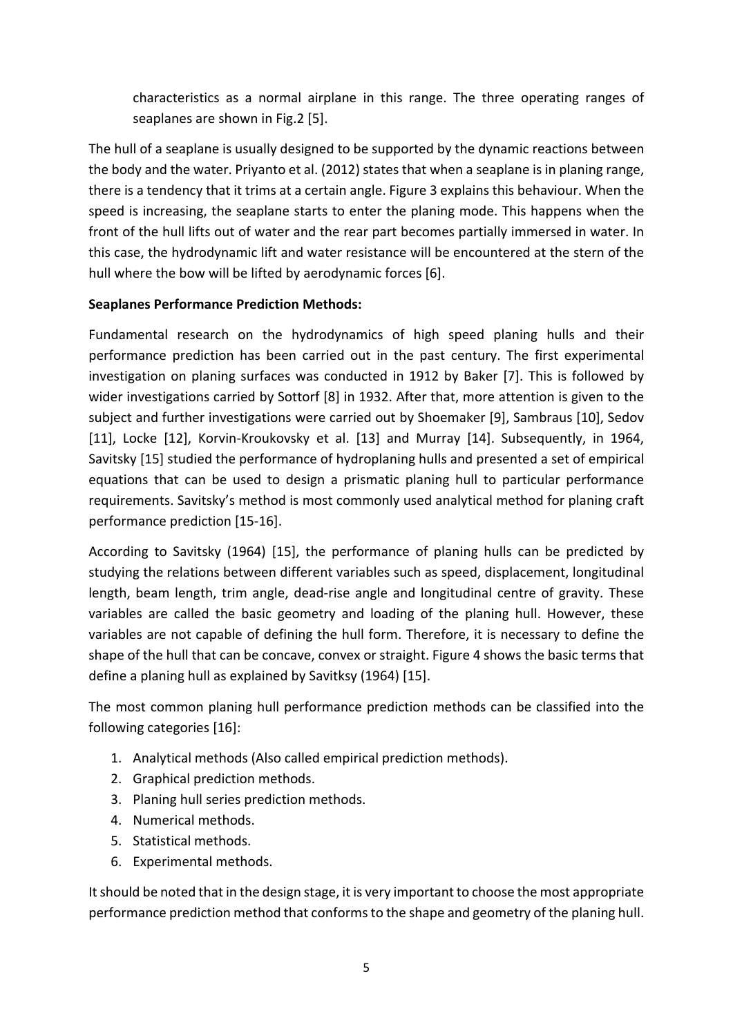characteristics as a normal airplane in this range. The three operating ranges of seaplanes are shown in Fig.2 [5].

The hull of a seaplane is usually designed to be supported by the dynamic reactions between the body and the water. Priyanto et al. (2012) states that when a seaplane is in planing range, there is a tendency that it trims at a certain angle. Figure 3 explains this behaviour. When the speed is increasing, the seaplane starts to enter the planing mode. This happens when the front of the hull lifts out of water and the rear part becomes partially immersed in water. In this case, the hydrodynamic lift and water resistance will be encountered at the stern of the hull where the bow will be lifted by aerodynamic forces [6].

**Seaplanes Performance Prediction Methods:**

Fundamental research on the hydrodynamics of high speed planing hulls and their performance prediction has been carried out in the past century. The first experimental investigation on planing surfaces was conducted in 1912 by Baker [7]. This is followed by wider investigations carried by Sottorf [8] in 1932. After that, more attention is given to the subject and further investigations were carried out by Shoemaker [9], Sambraus [10], Sedov [11], Locke [12], Korvin-Kroukovsky et al. [13] and Murray [14]. Subsequently, in 1964, Savitsky [15] studied the performance of hydroplaning hulls and presented a set of empirical equations that can be used to design a prismatic planing hull to particular performance requirements. Savitsky's method is most commonly used analytical method for planing craft performance prediction [15-16].

According to Savitsky (1964) [15], the performance of planing hulls can be predicted by studying the relations between different variables such as speed, displacement, longitudinal length, beam length, trim angle, dead-rise angle and longitudinal centre of gravity. These variables are called the basic geometry and loading of the planing hull. However, these variables are not capable of defining the hull form. Therefore, it is necessary to define the shape of the hull that can be concave, convex or straight. Figure 4 shows the basic terms that define a planing hull as explained by Savitksy (1964) [15].

The most common planing hull performance prediction methods can be classified into the following categories [16]:

1. Analytical methods (Also called empirical prediction methods).
2. Graphical prediction methods.
3. Planing hull series prediction methods.
4. Numerical methods.
5. Statistical methods.
6. Experimental methods.

It should be noted that in the design stage, it is very important to choose the most appropriate performance prediction method that conforms to the shape and geometry of the planing hull.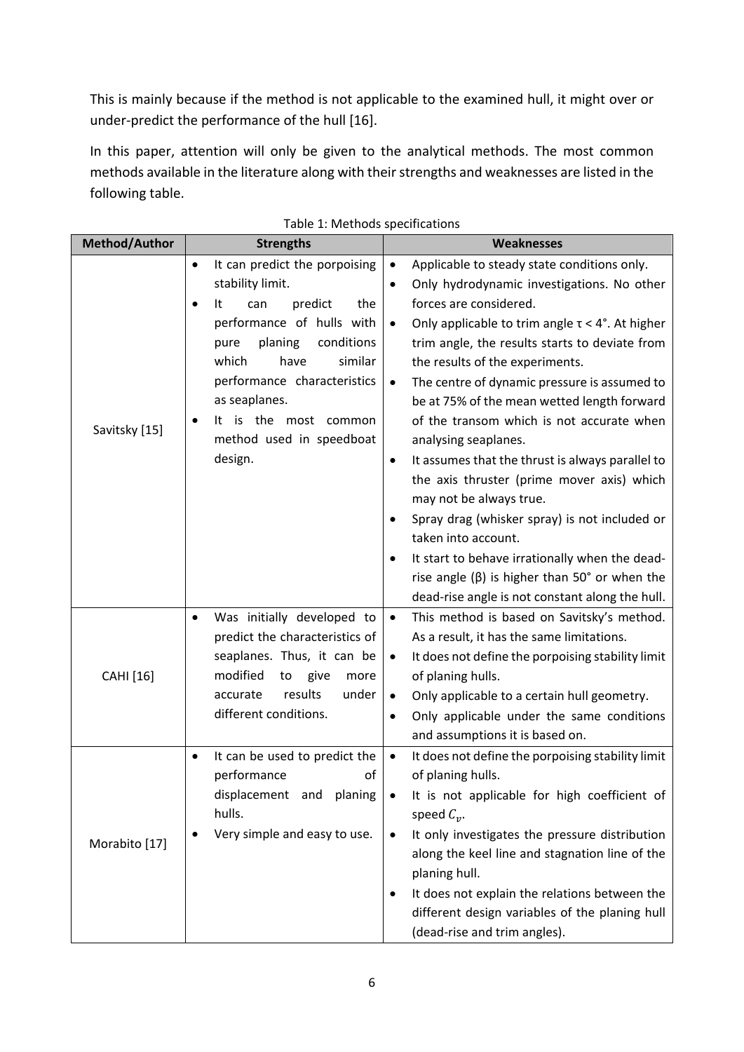This is mainly because if the method is not applicable to the examined hull, it might over or under-predict the performance of the hull [16].

In this paper, attention will only be given to the analytical methods. The most common methods available in the literature along with their strengths and weaknesses are listed in the following table.

Table 1: Methods specifications

| Method/Author | Strengths | Weaknesses |
|---|---|---|
| Savitsky [15] | • It can predict the porpoising stability limit.<br>• It can predict the performance of hulls with pure planing conditions which have similar performance characteristics as seaplanes.<br>• It is the most common method used in speedboat design. | • Applicable to steady state conditions only.<br>• Only hydrodynamic investigations. No other forces are considered.<br>• Only applicable to trim angle $\tau < 4°$. At higher trim angle, the results starts to deviate from the results of the experiments.<br>• The centre of dynamic pressure is assumed to be at 75% of the mean wetted length forward of the transom which is not accurate when analysing seaplanes.<br>• It assumes that the thrust is always parallel to the axis thruster (prime mover axis) which may not be always true.<br>• Spray drag (whisker spray) is not included or taken into account.<br>• It start to behave irrationally when the dead-rise angle ($\beta$) is higher than 50° or when the dead-rise angle is not constant along the hull. |
| CAHI [16] | • Was initially developed to predict the characteristics of seaplanes. Thus, it can be modified to give more accurate results under different conditions. | • This method is based on Savitsky's method. As a result, it has the same limitations.<br>• It does not define the porpoising stability limit of planing hulls.<br>• Only applicable to a certain hull geometry.<br>• Only applicable under the same conditions and assumptions it is based on. |
| Morabito [17] | • It can be used to predict the performance of displacement and planing hulls.<br>• Very simple and easy to use. | • It does not define the porpoising stability limit of planing hulls.<br>• It is not applicable for high coefficient of speed $C_v$.<br>• It only investigates the pressure distribution along the keel line and stagnation line of the planing hull.<br>• It does not explain the relations between the different design variables of the planing hull (dead-rise and trim angles). |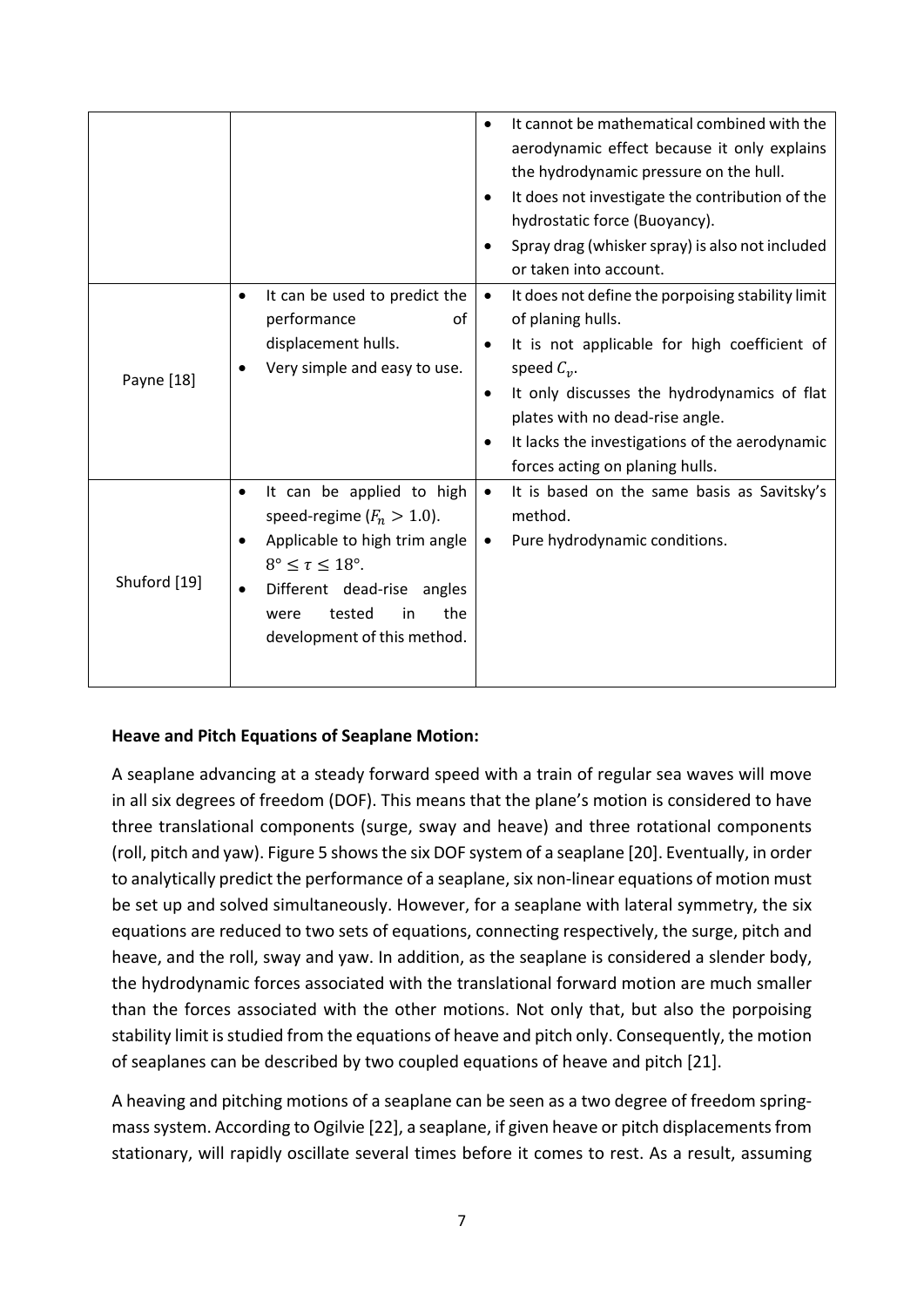| | | |
|---|---|---|
| | | • It cannot be mathematical combined with the aerodynamic effect because it only explains the hydrodynamic pressure on the hull.<br>• It does not investigate the contribution of the hydrostatic force (Buoyancy).<br>• Spray drag (whisker spray) is also not included or taken into account. |
| Payne [18] | • It can be used to predict the performance of displacement hulls.<br>• Very simple and easy to use. | • It does not define the porpoising stability limit of planing hulls.<br>• It is not applicable for high coefficient of speed $C_v$.<br>• It only discusses the hydrodynamics of flat plates with no dead-rise angle.<br>• It lacks the investigations of the aerodynamic forces acting on planing hulls. |
| Shuford [19] | • It can be applied to high speed-regime ($F_n > 1.0$).<br>• Applicable to high trim angle $8° \leq \tau \leq 18°$.<br>• Different dead-rise angles were tested in the development of this method. | • It is based on the same basis as Savitsky's method.<br>• Pure hydrodynamic conditions. |

**Heave and Pitch Equations of Seaplane Motion:**

A seaplane advancing at a steady forward speed with a train of regular sea waves will move in all six degrees of freedom (DOF). This means that the plane's motion is considered to have three translational components (surge, sway and heave) and three rotational components (roll, pitch and yaw). Figure 5 shows the six DOF system of a seaplane [20]. Eventually, in order to analytically predict the performance of a seaplane, six non-linear equations of motion must be set up and solved simultaneously. However, for a seaplane with lateral symmetry, the six equations are reduced to two sets of equations, connecting respectively, the surge, pitch and heave, and the roll, sway and yaw. In addition, as the seaplane is considered a slender body, the hydrodynamic forces associated with the translational forward motion are much smaller than the forces associated with the other motions. Not only that, but also the porpoising stability limit is studied from the equations of heave and pitch only. Consequently, the motion of seaplanes can be described by two coupled equations of heave and pitch [21].

A heaving and pitching motions of a seaplane can be seen as a two degree of freedom spring-mass system. According to Ogilvie [22], a seaplane, if given heave or pitch displacements from stationary, will rapidly oscillate several times before it comes to rest. As a result, assuming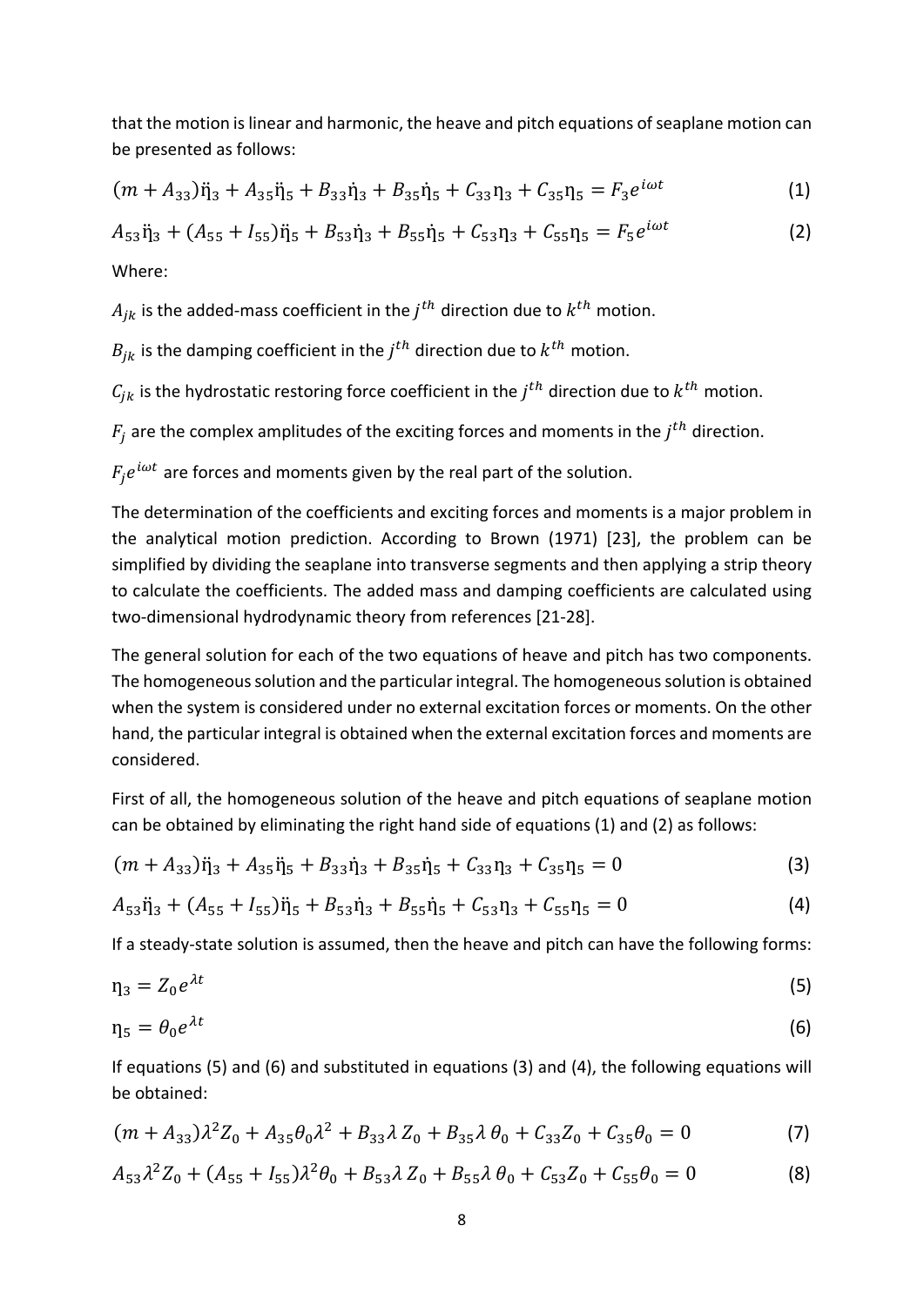that the motion is linear and harmonic, the heave and pitch equations of seaplane motion can be presented as follows:

$$(m + A_{33})\ddot{\eta}_3 + A_{35}\ddot{\eta}_5 + B_{33}\dot{\eta}_3 + B_{35}\dot{\eta}_5 + C_{33}\eta_3 + C_{35}\eta_5 = F_3 e^{i\omega t} \tag{1}$$

$$A_{53}\ddot{\eta}_3 + (A_{55} + I_{55})\ddot{\eta}_5 + B_{53}\dot{\eta}_3 + B_{55}\dot{\eta}_5 + C_{53}\eta_3 + C_{55}\eta_5 = F_5 e^{i\omega t} \tag{2}$$

Where:

$A_{jk}$ is the added-mass coefficient in the $j^{th}$ direction due to $k^{th}$ motion.

$B_{jk}$ is the damping coefficient in the $j^{th}$ direction due to $k^{th}$ motion.

$C_{jk}$ is the hydrostatic restoring force coefficient in the $j^{th}$ direction due to $k^{th}$ motion.

$F_j$ are the complex amplitudes of the exciting forces and moments in the $j^{th}$ direction.

$F_j e^{i\omega t}$ are forces and moments given by the real part of the solution.

The determination of the coefficients and exciting forces and moments is a major problem in the analytical motion prediction. According to Brown (1971) [23], the problem can be simplified by dividing the seaplane into transverse segments and then applying a strip theory to calculate the coefficients. The added mass and damping coefficients are calculated using two-dimensional hydrodynamic theory from references [21-28].

The general solution for each of the two equations of heave and pitch has two components. The homogeneous solution and the particular integral. The homogeneous solution is obtained when the system is considered under no external excitation forces or moments. On the other hand, the particular integral is obtained when the external excitation forces and moments are considered.

First of all, the homogeneous solution of the heave and pitch equations of seaplane motion can be obtained by eliminating the right hand side of equations (1) and (2) as follows:

$$(m + A_{33})\ddot{\eta}_3 + A_{35}\ddot{\eta}_5 + B_{33}\dot{\eta}_3 + B_{35}\dot{\eta}_5 + C_{33}\eta_3 + C_{35}\eta_5 = 0 \tag{3}$$

$$A_{53}\ddot{\eta}_3 + (A_{55} + I_{55})\ddot{\eta}_5 + B_{53}\dot{\eta}_3 + B_{55}\dot{\eta}_5 + C_{53}\eta_3 + C_{55}\eta_5 = 0 \tag{4}$$

If a steady-state solution is assumed, then the heave and pitch can have the following forms:

$$\eta_3 = Z_0 e^{\lambda t} \tag{5}$$

$$\eta_5 = \theta_0 e^{\lambda t} \tag{6}$$

If equations (5) and (6) and substituted in equations (3) and (4), the following equations will be obtained:

$$(m + A_{33})\lambda^2 Z_0 + A_{35}\theta_0\lambda^2 + B_{33}\lambda\, Z_0 + B_{35}\lambda\, \theta_0 + C_{33}Z_0 + C_{35}\theta_0 = 0 \tag{7}$$

$$A_{53}\lambda^2 Z_0 + (A_{55} + I_{55})\lambda^2\theta_0 + B_{53}\lambda\, Z_0 + B_{55}\lambda\, \theta_0 + C_{53}Z_0 + C_{55}\theta_0 = 0 \tag{8}$$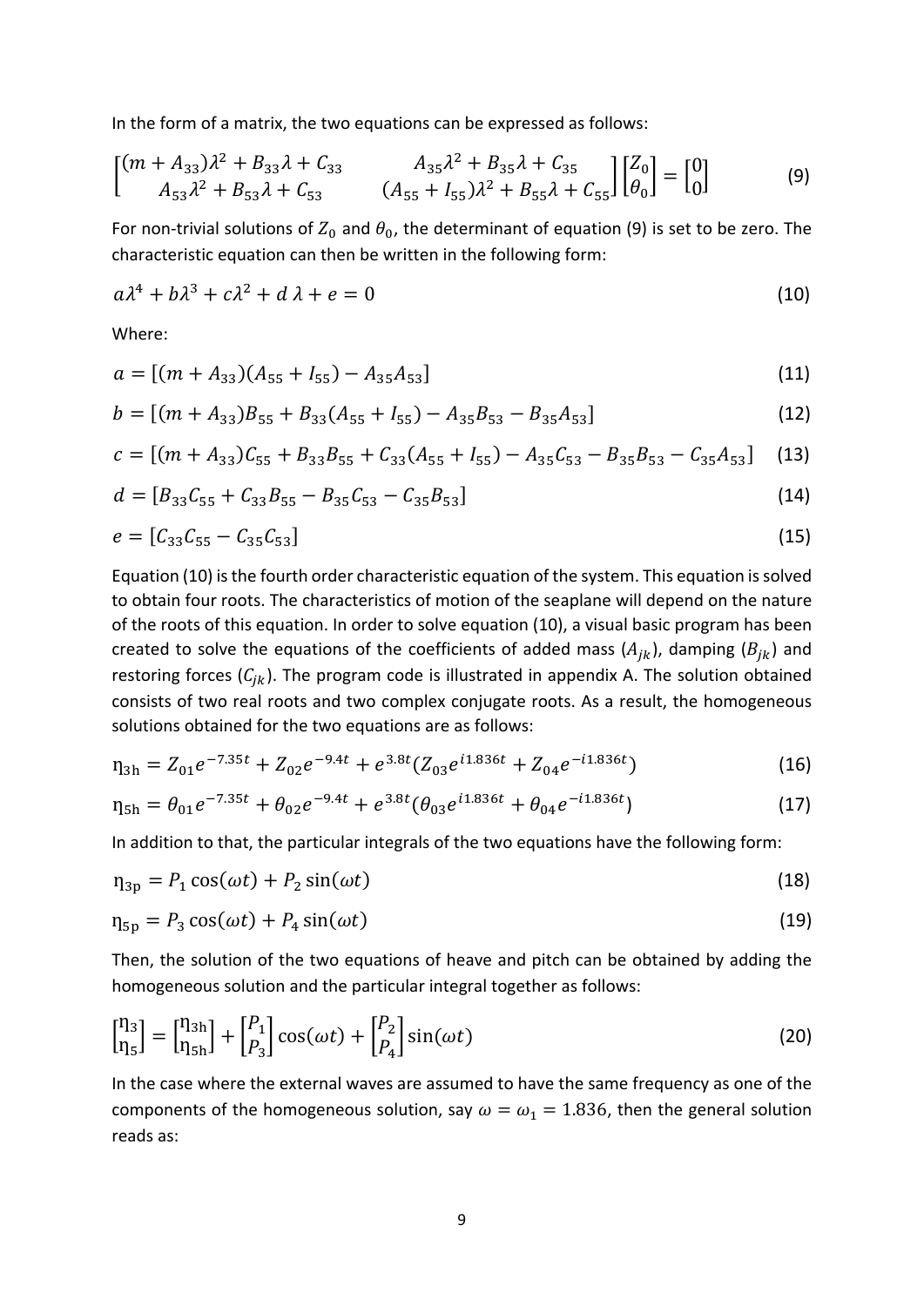In the form of a matrix, the two equations can be expressed as follows:

$$\begin{bmatrix} (m + A_{33})\lambda^2 + B_{33}\lambda + C_{33} & A_{35}\lambda^2 + B_{35}\lambda + C_{35} \\ A_{53}\lambda^2 + B_{53}\lambda + C_{53} & (A_{55} + I_{55})\lambda^2 + B_{55}\lambda + C_{55} \end{bmatrix} \begin{bmatrix} Z_0 \\ \theta_0 \end{bmatrix} = \begin{bmatrix} 0 \\ 0 \end{bmatrix} \tag{9}$$

For non-trivial solutions of $Z_0$ and $\theta_0$, the determinant of equation (9) is set to be zero. The characteristic equation can then be written in the following form:

$$a\lambda^4 + b\lambda^3 + c\lambda^2 + d\,\lambda + e = 0 \tag{10}$$

Where:

$$a = [(m + A_{33})(A_{55} + I_{55}) - A_{35}A_{53}] \tag{11}$$

$$b = [(m + A_{33})B_{55} + B_{33}(A_{55} + I_{55}) - A_{35}B_{53} - B_{35}A_{53}] \tag{12}$$

$$c = [(m + A_{33})C_{55} + B_{33}B_{55} + C_{33}(A_{55} + I_{55}) - A_{35}C_{53} - B_{35}B_{53} - C_{35}A_{53}] \tag{13}$$

$$d = [B_{33}C_{55} + C_{33}B_{55} - B_{35}C_{53} - C_{35}B_{53}] \tag{14}$$

$$e = [C_{33}C_{55} - C_{35}C_{53}] \tag{15}$$

Equation (10) is the fourth order characteristic equation of the system. This equation is solved to obtain four roots. The characteristics of motion of the seaplane will depend on the nature of the roots of this equation. In order to solve equation (10), a visual basic program has been created to solve the equations of the coefficients of added mass ($A_{jk}$), damping ($B_{jk}$) and restoring forces ($C_{jk}$). The program code is illustrated in appendix A. The solution obtained consists of two real roots and two complex conjugate roots. As a result, the homogeneous solutions obtained for the two equations are as follows:

$$\eta_{3h} = Z_{01}e^{-7.35t} + Z_{02}e^{-9.4t} + e^{3.8t}(Z_{03}e^{i1.836t} + Z_{04}e^{-i1.836t}) \tag{16}$$

$$\eta_{5h} = \theta_{01}e^{-7.35t} + \theta_{02}e^{-9.4t} + e^{3.8t}(\theta_{03}e^{i1.836t} + \theta_{04}e^{-i1.836t}) \tag{17}$$

In addition to that, the particular integrals of the two equations have the following form:

$$\eta_{3p} = P_1\cos(\omega t) + P_2\sin(\omega t) \tag{18}$$

$$\eta_{5p} = P_3\cos(\omega t) + P_4\sin(\omega t) \tag{19}$$

Then, the solution of the two equations of heave and pitch can be obtained by adding the homogeneous solution and the particular integral together as follows:

$$\begin{bmatrix} \eta_3 \\ \eta_5 \end{bmatrix} = \begin{bmatrix} \eta_{3h} \\ \eta_{5h} \end{bmatrix} + \begin{bmatrix} P_1 \\ P_3 \end{bmatrix}\cos(\omega t) + \begin{bmatrix} P_2 \\ P_4 \end{bmatrix}\sin(\omega t) \tag{20}$$

In the case where the external waves are assumed to have the same frequency as one of the components of the homogeneous solution, say $\omega = \omega_1 = 1.836$, then the general solution reads as: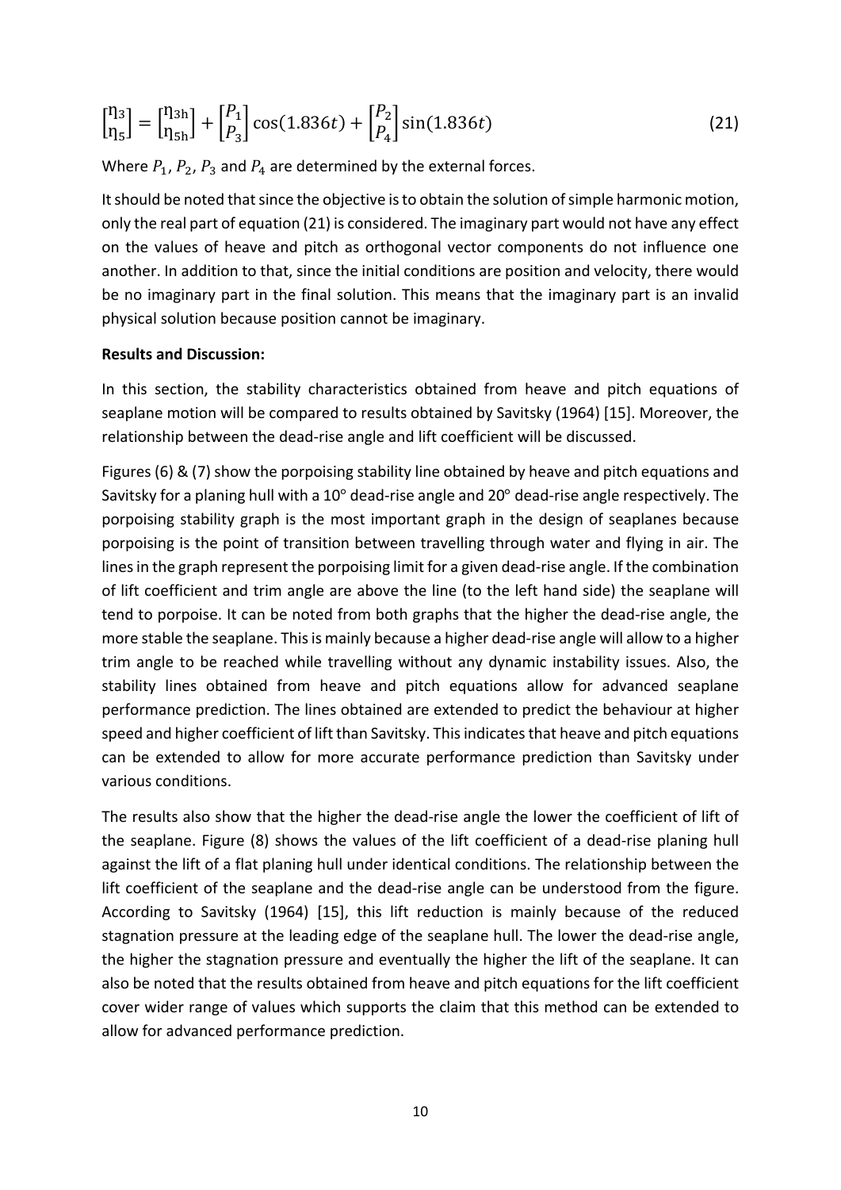$$\begin{bmatrix} \eta_3 \\ \eta_5 \end{bmatrix} = \begin{bmatrix} \eta_{3h} \\ \eta_{5h} \end{bmatrix} + \begin{bmatrix} P_1 \\ P_3 \end{bmatrix} \cos(1.836t) + \begin{bmatrix} P_2 \\ P_4 \end{bmatrix} \sin(1.836t) \tag{21}$$

Where $P_1$, $P_2$, $P_3$ and $P_4$ are determined by the external forces.

It should be noted that since the objective is to obtain the solution of simple harmonic motion, only the real part of equation (21) is considered. The imaginary part would not have any effect on the values of heave and pitch as orthogonal vector components do not influence one another. In addition to that, since the initial conditions are position and velocity, there would be no imaginary part in the final solution. This means that the imaginary part is an invalid physical solution because position cannot be imaginary.

**Results and Discussion:**

In this section, the stability characteristics obtained from heave and pitch equations of seaplane motion will be compared to results obtained by Savitsky (1964) [15]. Moreover, the relationship between the dead-rise angle and lift coefficient will be discussed.

Figures (6) & (7) show the porpoising stability line obtained by heave and pitch equations and Savitsky for a planing hull with a 10° dead-rise angle and 20° dead-rise angle respectively. The porpoising stability graph is the most important graph in the design of seaplanes because porpoising is the point of transition between travelling through water and flying in air. The lines in the graph represent the porpoising limit for a given dead-rise angle. If the combination of lift coefficient and trim angle are above the line (to the left hand side) the seaplane will tend to porpoise. It can be noted from both graphs that the higher the dead-rise angle, the more stable the seaplane. This is mainly because a higher dead-rise angle will allow to a higher trim angle to be reached while travelling without any dynamic instability issues. Also, the stability lines obtained from heave and pitch equations allow for advanced seaplane performance prediction. The lines obtained are extended to predict the behaviour at higher speed and higher coefficient of lift than Savitsky. This indicates that heave and pitch equations can be extended to allow for more accurate performance prediction than Savitsky under various conditions.

The results also show that the higher the dead-rise angle the lower the coefficient of lift of the seaplane. Figure (8) shows the values of the lift coefficient of a dead-rise planing hull against the lift of a flat planing hull under identical conditions. The relationship between the lift coefficient of the seaplane and the dead-rise angle can be understood from the figure. According to Savitsky (1964) [15], this lift reduction is mainly because of the reduced stagnation pressure at the leading edge of the seaplane hull. The lower the dead-rise angle, the higher the stagnation pressure and eventually the higher the lift of the seaplane. It can also be noted that the results obtained from heave and pitch equations for the lift coefficient cover wider range of values which supports the claim that this method can be extended to allow for advanced performance prediction.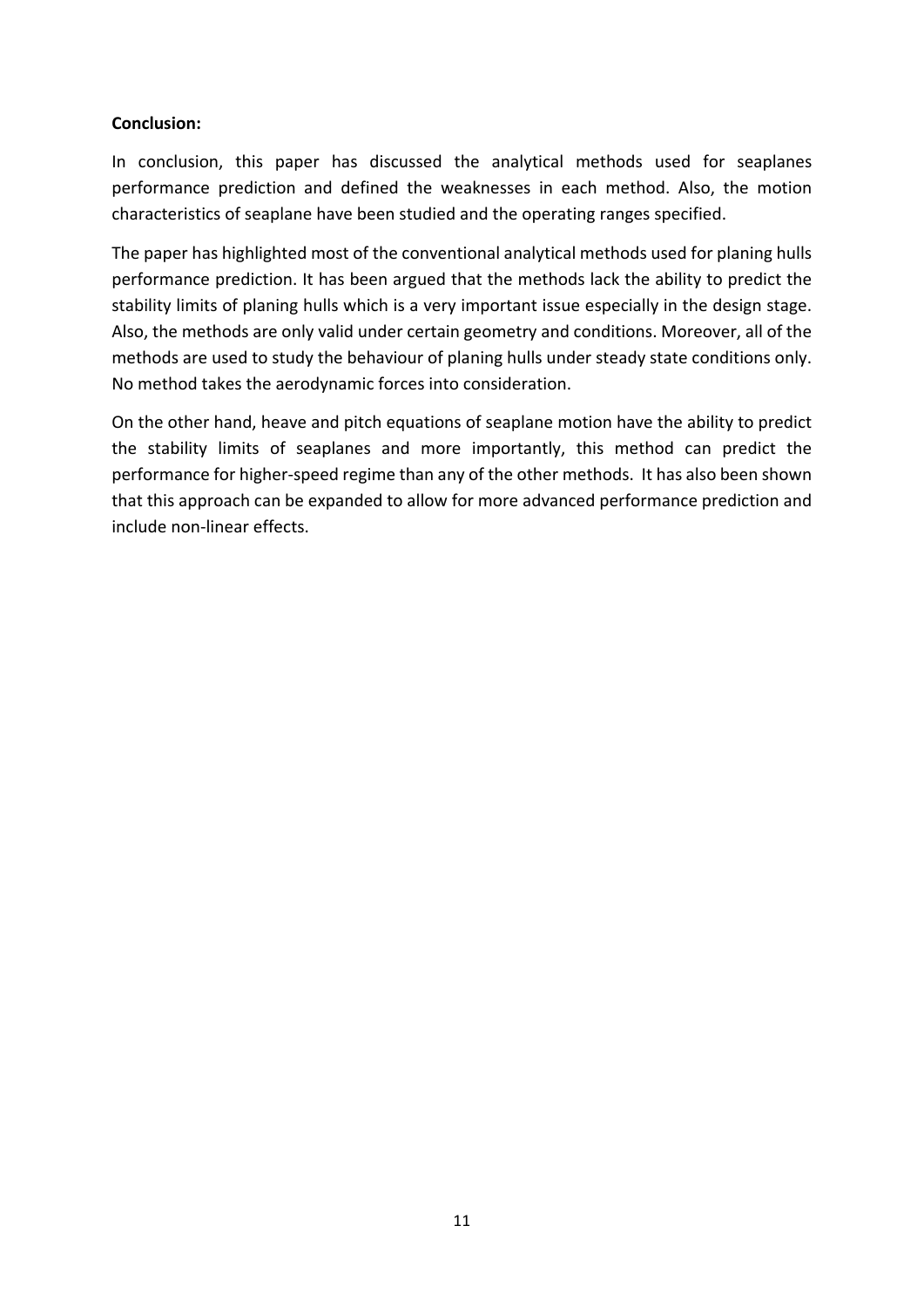**Conclusion:**

In conclusion, this paper has discussed the analytical methods used for seaplanes performance prediction and defined the weaknesses in each method. Also, the motion characteristics of seaplane have been studied and the operating ranges specified.

The paper has highlighted most of the conventional analytical methods used for planing hulls performance prediction. It has been argued that the methods lack the ability to predict the stability limits of planing hulls which is a very important issue especially in the design stage. Also, the methods are only valid under certain geometry and conditions. Moreover, all of the methods are used to study the behaviour of planing hulls under steady state conditions only. No method takes the aerodynamic forces into consideration.

On the other hand, heave and pitch equations of seaplane motion have the ability to predict the stability limits of seaplanes and more importantly, this method can predict the performance for higher-speed regime than any of the other methods. It has also been shown that this approach can be expanded to allow for more advanced performance prediction and include non-linear effects.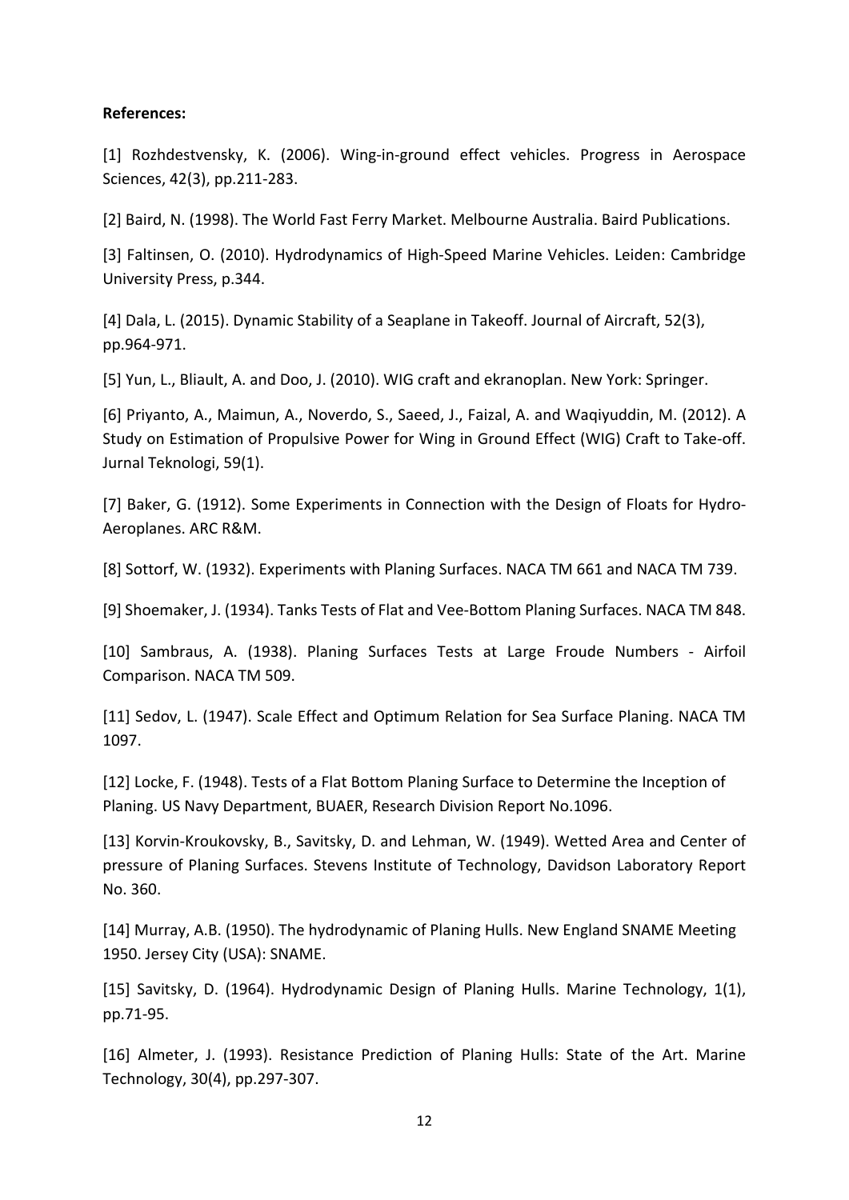**References:**

[1] Rozhdestvensky, K. (2006). Wing-in-ground effect vehicles. Progress in Aerospace Sciences, 42(3), pp.211-283.

[2] Baird, N. (1998). The World Fast Ferry Market. Melbourne Australia. Baird Publications.

[3] Faltinsen, O. (2010). Hydrodynamics of High-Speed Marine Vehicles. Leiden: Cambridge University Press, p.344.

[4] Dala, L. (2015). Dynamic Stability of a Seaplane in Takeoff. Journal of Aircraft, 52(3), pp.964-971.

[5] Yun, L., Bliault, A. and Doo, J. (2010). WIG craft and ekranoplan. New York: Springer.

[6] Priyanto, A., Maimun, A., Noverdo, S., Saeed, J., Faizal, A. and Waqiyuddin, M. (2012). A Study on Estimation of Propulsive Power for Wing in Ground Effect (WIG) Craft to Take-off. Jurnal Teknologi, 59(1).

[7] Baker, G. (1912). Some Experiments in Connection with the Design of Floats for Hydro-Aeroplanes. ARC R&M.

[8] Sottorf, W. (1932). Experiments with Planing Surfaces. NACA TM 661 and NACA TM 739.

[9] Shoemaker, J. (1934). Tanks Tests of Flat and Vee-Bottom Planing Surfaces. NACA TM 848.

[10] Sambraus, A. (1938). Planing Surfaces Tests at Large Froude Numbers - Airfoil Comparison. NACA TM 509.

[11] Sedov, L. (1947). Scale Effect and Optimum Relation for Sea Surface Planing. NACA TM 1097.

[12] Locke, F. (1948). Tests of a Flat Bottom Planing Surface to Determine the Inception of Planing. US Navy Department, BUAER, Research Division Report No.1096.

[13] Korvin-Kroukovsky, B., Savitsky, D. and Lehman, W. (1949). Wetted Area and Center of pressure of Planing Surfaces. Stevens Institute of Technology, Davidson Laboratory Report No. 360.

[14] Murray, A.B. (1950). The hydrodynamic of Planing Hulls. New England SNAME Meeting 1950. Jersey City (USA): SNAME.

[15] Savitsky, D. (1964). Hydrodynamic Design of Planing Hulls. Marine Technology, 1(1), pp.71-95.

[16] Almeter, J. (1993). Resistance Prediction of Planing Hulls: State of the Art. Marine Technology, 30(4), pp.297-307.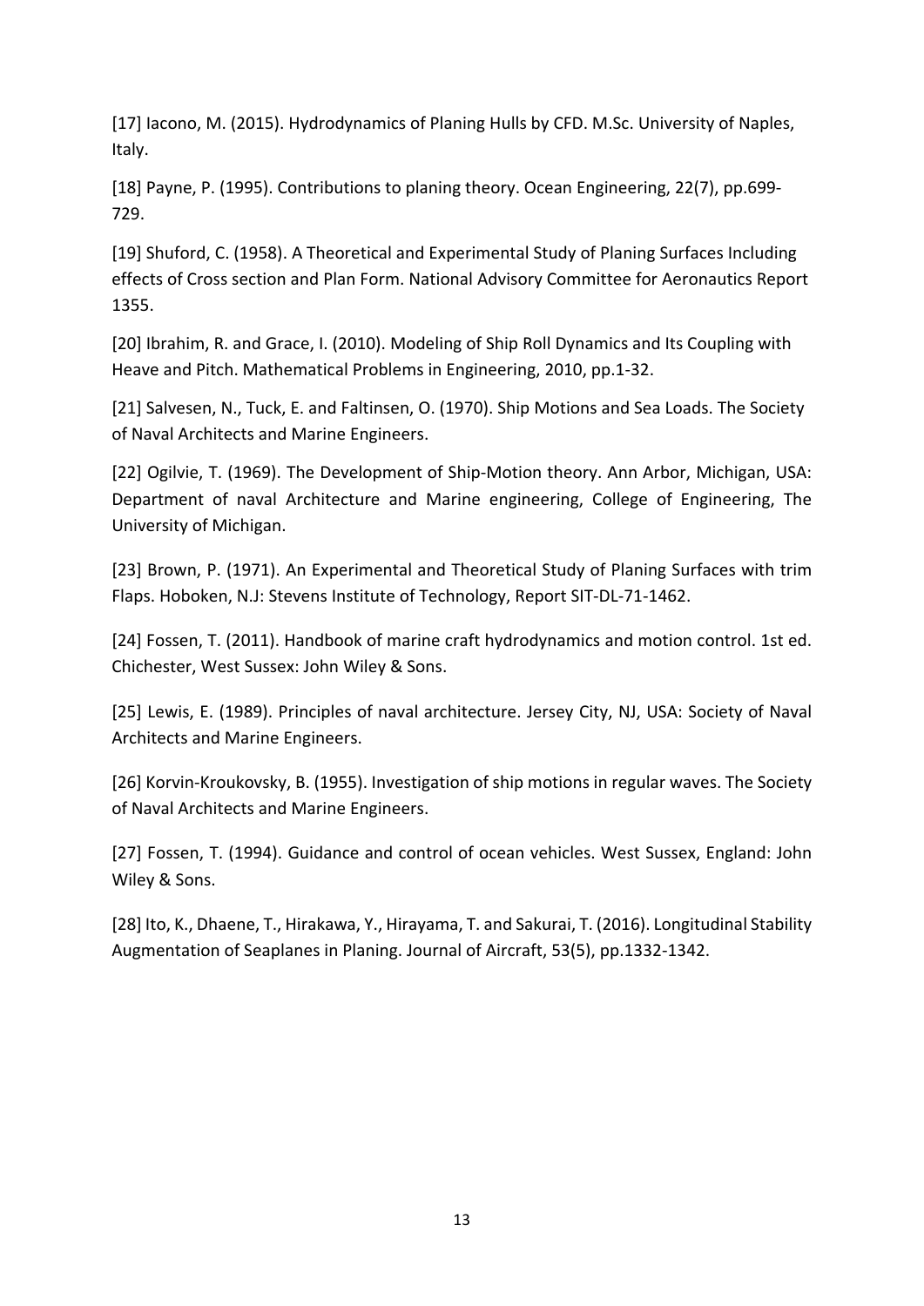[17] Iacono, M. (2015). Hydrodynamics of Planing Hulls by CFD. M.Sc. University of Naples, Italy.

[18] Payne, P. (1995). Contributions to planing theory. Ocean Engineering, 22(7), pp.699-729.

[19] Shuford, C. (1958). A Theoretical and Experimental Study of Planing Surfaces Including effects of Cross section and Plan Form. National Advisory Committee for Aeronautics Report 1355.

[20] Ibrahim, R. and Grace, I. (2010). Modeling of Ship Roll Dynamics and Its Coupling with Heave and Pitch. Mathematical Problems in Engineering, 2010, pp.1-32.

[21] Salvesen, N., Tuck, E. and Faltinsen, O. (1970). Ship Motions and Sea Loads. The Society of Naval Architects and Marine Engineers.

[22] Ogilvie, T. (1969). The Development of Ship-Motion theory. Ann Arbor, Michigan, USA: Department of naval Architecture and Marine engineering, College of Engineering, The University of Michigan.

[23] Brown, P. (1971). An Experimental and Theoretical Study of Planing Surfaces with trim Flaps. Hoboken, N.J: Stevens Institute of Technology, Report SIT-DL-71-1462.

[24] Fossen, T. (2011). Handbook of marine craft hydrodynamics and motion control. 1st ed. Chichester, West Sussex: John Wiley & Sons.

[25] Lewis, E. (1989). Principles of naval architecture. Jersey City, NJ, USA: Society of Naval Architects and Marine Engineers.

[26] Korvin-Kroukovsky, B. (1955). Investigation of ship motions in regular waves. The Society of Naval Architects and Marine Engineers.

[27] Fossen, T. (1994). Guidance and control of ocean vehicles. West Sussex, England: John Wiley & Sons.

[28] Ito, K., Dhaene, T., Hirakawa, Y., Hirayama, T. and Sakurai, T. (2016). Longitudinal Stability Augmentation of Seaplanes in Planing. Journal of Aircraft, 53(5), pp.1332-1342.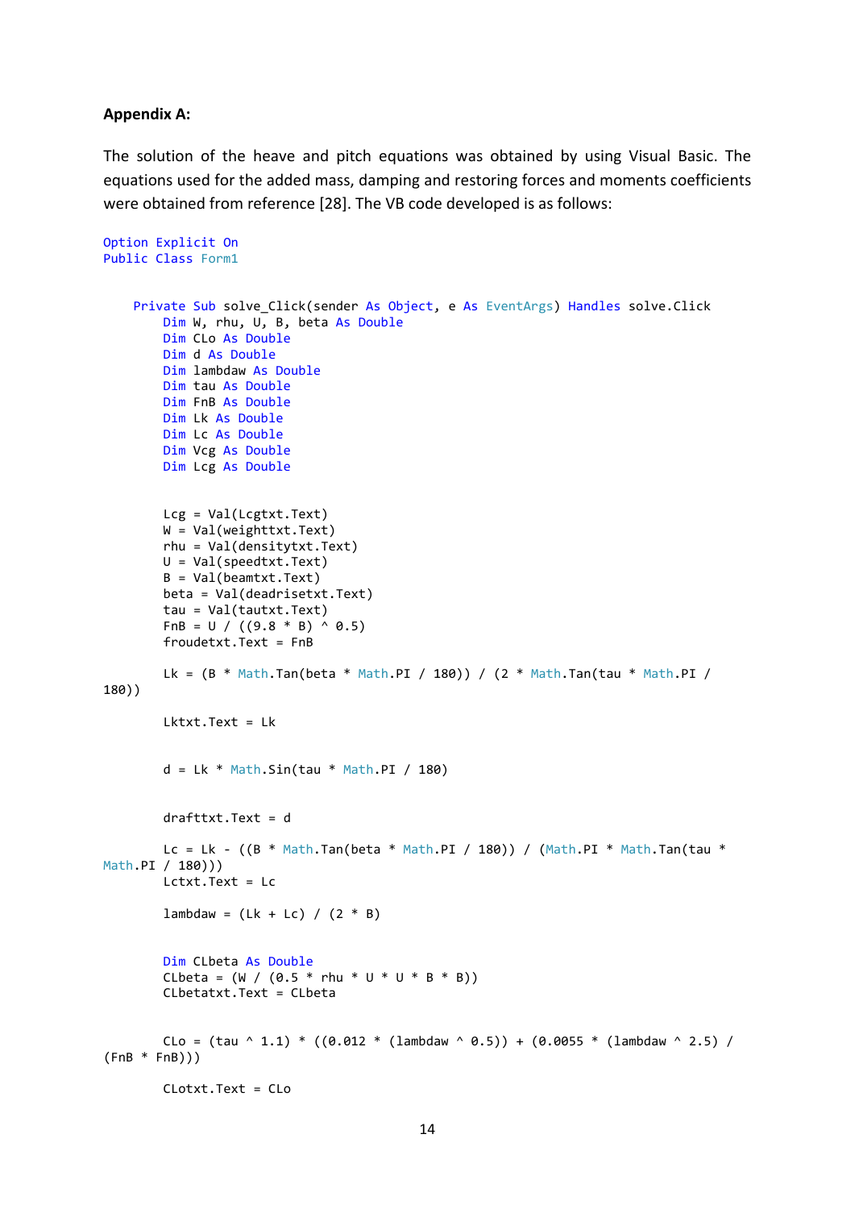**Appendix A:**

The solution of the heave and pitch equations was obtained by using Visual Basic. The equations used for the added mass, damping and restoring forces and moments coefficients were obtained from reference [28]. The VB code developed is as follows:

```
Option Explicit On
Public Class Form1


    Private Sub solve_Click(sender As Object, e As EventArgs) Handles solve.Click
        Dim W, rhu, U, B, beta As Double
        Dim CLo As Double
        Dim d As Double
        Dim lambdaw As Double
        Dim tau As Double
        Dim FnB As Double
        Dim Lk As Double
        Dim Lc As Double
        Dim Vcg As Double
        Dim Lcg As Double


        Lcg = Val(Lcgtxt.Text)
        W = Val(weighttxt.Text)
        rhu = Val(densitytxt.Text)
        U = Val(speedtxt.Text)
        B = Val(beamtxt.Text)
        beta = Val(deadrisetxt.Text)
        tau = Val(tautxt.Text)
        FnB = U / ((9.8 * B) ^ 0.5)
        froudetxt.Text = FnB

        Lk = (B * Math.Tan(beta * Math.PI / 180)) / (2 * Math.Tan(tau * Math.PI / 
180))

        Lktxt.Text = Lk


        d = Lk * Math.Sin(tau * Math.PI / 180)


        drafttxt.Text = d

        Lc = Lk - ((B * Math.Tan(beta * Math.PI / 180)) / (Math.PI * Math.Tan(tau * 
Math.PI / 180)))
        Lctxt.Text = Lc

        lambdaw = (Lk + Lc) / (2 * B)


        Dim CLbeta As Double
        CLbeta = (W / (0.5 * rhu * U * U * B * B))
        CLbetatxt.Text = CLbeta


        CLo = (tau ^ 1.1) * ((0.012 * (lambdaw ^ 0.5)) + (0.0055 * (lambdaw ^ 2.5) / 
(FnB * FnB)))

        CLotxt.Text = CLo
```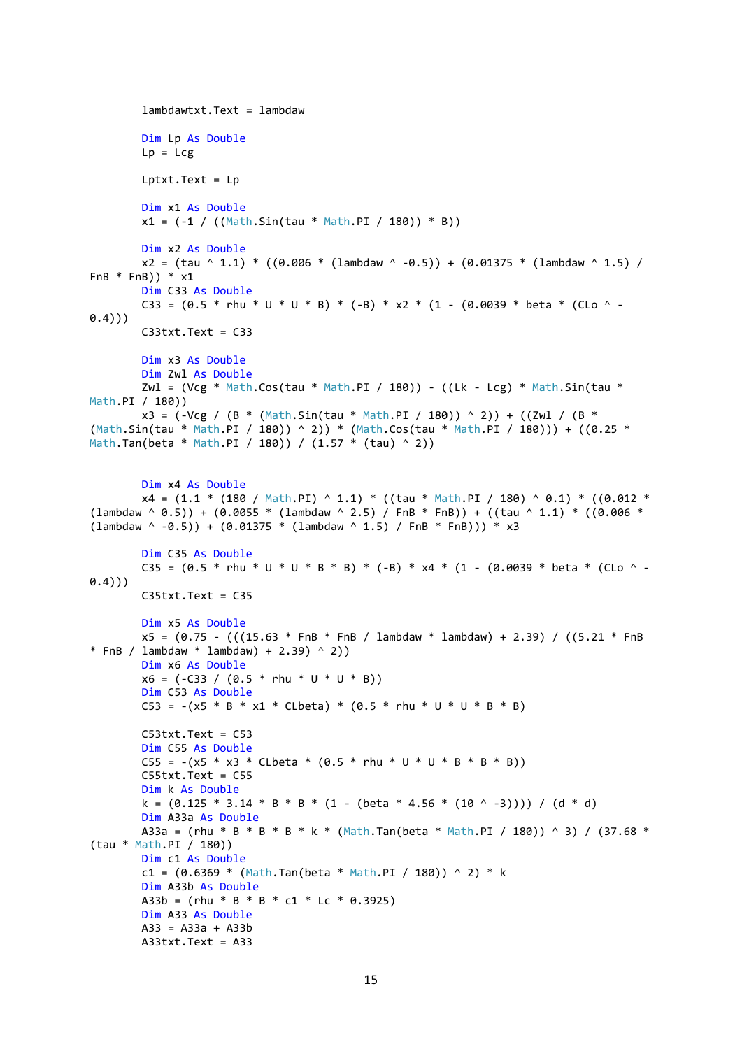```
        lambdawtxt.Text = lambdaw

        Dim Lp As Double
        Lp = Lcg

        Lptxt.Text = Lp

        Dim x1 As Double
        x1 = (-1 / ((Math.Sin(tau * Math.PI / 180)) * B))

        Dim x2 As Double
        x2 = (tau ^ 1.1) * ((0.006 * (lambdaw ^ -0.5)) + (0.01375 * (lambdaw ^ 1.5) /
FnB * FnB)) * x1
        Dim C33 As Double
        C33 = (0.5 * rhu * U * U * B) * (-B) * x2 * (1 - (0.0039 * beta * (CLo ^ -
0.4)))
        C33txt.Text = C33

        Dim x3 As Double
        Dim Zwl As Double
        Zwl = (Vcg * Math.Cos(tau * Math.PI / 180)) - ((Lk - Lcg) * Math.Sin(tau *
Math.PI / 180))
        x3 = (-Vcg / (B * (Math.Sin(tau * Math.PI / 180)) ^ 2)) + ((Zwl / (B *
(Math.Sin(tau * Math.PI / 180)) ^ 2)) * (Math.Cos(tau * Math.PI / 180))) + ((0.25 *
Math.Tan(beta * Math.PI / 180)) / (1.57 * (tau) ^ 2))


        Dim x4 As Double
        x4 = (1.1 * (180 / Math.PI) ^ 1.1) * ((tau * Math.PI / 180) ^ 0.1) * ((0.012 *
(lambdaw ^ 0.5)) + (0.0055 * (lambdaw ^ 2.5) / FnB * FnB)) + ((tau ^ 1.1) * ((0.006 *
(lambdaw ^ -0.5)) + (0.01375 * (lambdaw ^ 1.5) / FnB * FnB))) * x3

        Dim C35 As Double
        C35 = (0.5 * rhu * U * U * B * B) * (-B) * x4 * (1 - (0.0039 * beta * (CLo ^ -
0.4)))
        C35txt.Text = C35

        Dim x5 As Double
        x5 = (0.75 - (((15.63 * FnB * FnB / lambdaw * lambdaw) + 2.39) / ((5.21 * FnB
* FnB / lambdaw * lambdaw) + 2.39) ^ 2))
        Dim x6 As Double
        x6 = (-C33 / (0.5 * rhu * U * U * B))
        Dim C53 As Double
        C53 = -(x5 * B * x1 * CLbeta) * (0.5 * rhu * U * U * B * B)

        C53txt.Text = C53
        Dim C55 As Double
        C55 = -(x5 * x3 * CLbeta * (0.5 * rhu * U * U * B * B * B))
        C55txt.Text = C55
        Dim k As Double
        k = (0.125 * 3.14 * B * B * (1 - (beta * 4.56 * (10 ^ -3)))) / (d * d)
        Dim A33a As Double
        A33a = (rhu * B * B * B * k * (Math.Tan(beta * Math.PI / 180)) ^ 3) / (37.68 *
(tau * Math.PI / 180))
        Dim c1 As Double
        c1 = (0.6369 * (Math.Tan(beta * Math.PI / 180)) ^ 2) * k
        Dim A33b As Double
        A33b = (rhu * B * B * c1 * Lc * 0.3925)
        Dim A33 As Double
        A33 = A33a + A33b
        A33txt.Text = A33
```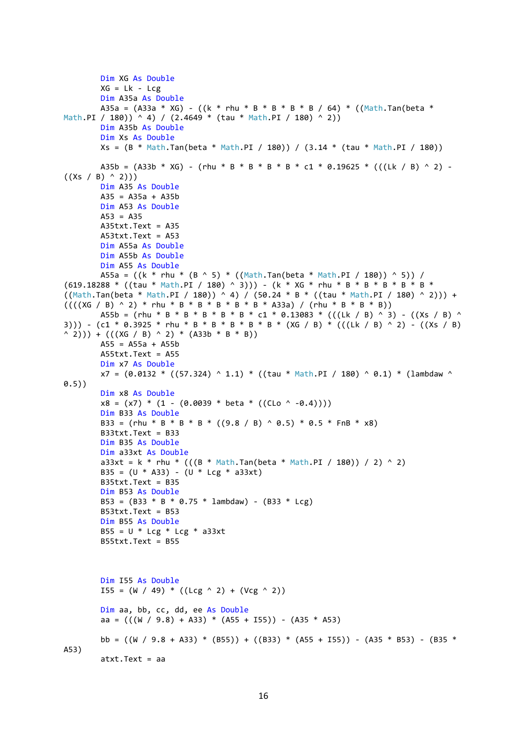```
        Dim XG As Double
        XG = Lk - Lcg
        Dim A35a As Double
        A35a = (A33a * XG) - ((k * rhu * B * B * B * B / 64) * ((Math.Tan(beta *
Math.PI / 180)) ^ 4) / (2.4649 * (tau * Math.PI / 180) ^ 2))
        Dim A35b As Double
        Dim Xs As Double
        Xs = (B * Math.Tan(beta * Math.PI / 180)) / (3.14 * (tau * Math.PI / 180))

        A35b = (A33b * XG) - (rhu * B * B * B * B * c1 * 0.19625 * (((Lk / B) ^ 2) -
((Xs / B) ^ 2)))
        Dim A35 As Double
        A35 = A35a + A35b
        Dim A53 As Double
        A53 = A35
        A35txt.Text = A35
        A53txt.Text = A53
        Dim A55a As Double
        Dim A55b As Double
        Dim A55 As Double
        A55a = ((k * rhu * (B ^ 5) * ((Math.Tan(beta * Math.PI / 180)) ^ 5)) /
(619.18288 * ((tau * Math.PI / 180) ^ 3))) - (k * XG * rhu * B * B * B * B * B *
((Math.Tan(beta * Math.PI / 180)) ^ 4) / (50.24 * B * ((tau * Math.PI / 180) ^ 2))) +
((((XG / B) ^ 2) * rhu * B * B * B * B * B * A33a) / (rhu * B * B * B))
        A55b = (rhu * B * B * B * B * B * c1 * 0.13083 * (((Lk / B) ^ 3) - ((Xs / B) ^
3))) - (c1 * 0.3925 * rhu * B * B * B * B * B * (XG / B) * (((Lk / B) ^ 2) - ((Xs / B)
^ 2))) + (((XG / B) ^ 2) * (A33b * B * B))
        A55 = A55a + A55b
        A55txt.Text = A55
        Dim x7 As Double
        x7 = (0.0132 * ((57.324) ^ 1.1) * ((tau * Math.PI / 180) ^ 0.1) * (lambdaw ^
0.5))
        Dim x8 As Double
        x8 = (x7) * (1 - (0.0039 * beta * ((CLo ^ -0.4))))
        Dim B33 As Double
        B33 = (rhu * B * B * B * ((9.8 / B) ^ 0.5) * 0.5 * FnB * x8)
        B33txt.Text = B33
        Dim B35 As Double
        Dim a33xt As Double
        a33xt = k * rhu * (((B * Math.Tan(beta * Math.PI / 180)) / 2) ^ 2)
        B35 = (U * A33) - (U * Lcg * a33xt)
        B35txt.Text = B35
        Dim B53 As Double
        B53 = (B33 * B * 0.75 * lambdaw) - (B33 * Lcg)
        B53txt.Text = B53
        Dim B55 As Double
        B55 = U * Lcg * Lcg * a33xt
        B55txt.Text = B55



        Dim I55 As Double
        I55 = (W / 49) * ((Lcg ^ 2) + (Vcg ^ 2))

        Dim aa, bb, cc, dd, ee As Double
        aa = (((W / 9.8) + A33) * (A55 + I55)) - (A35 * A53)

        bb = ((W / 9.8 + A33) * (B55)) + ((B33) * (A55 + I55)) - (A35 * B53) - (B35 *
A53)
        atxt.Text = aa
```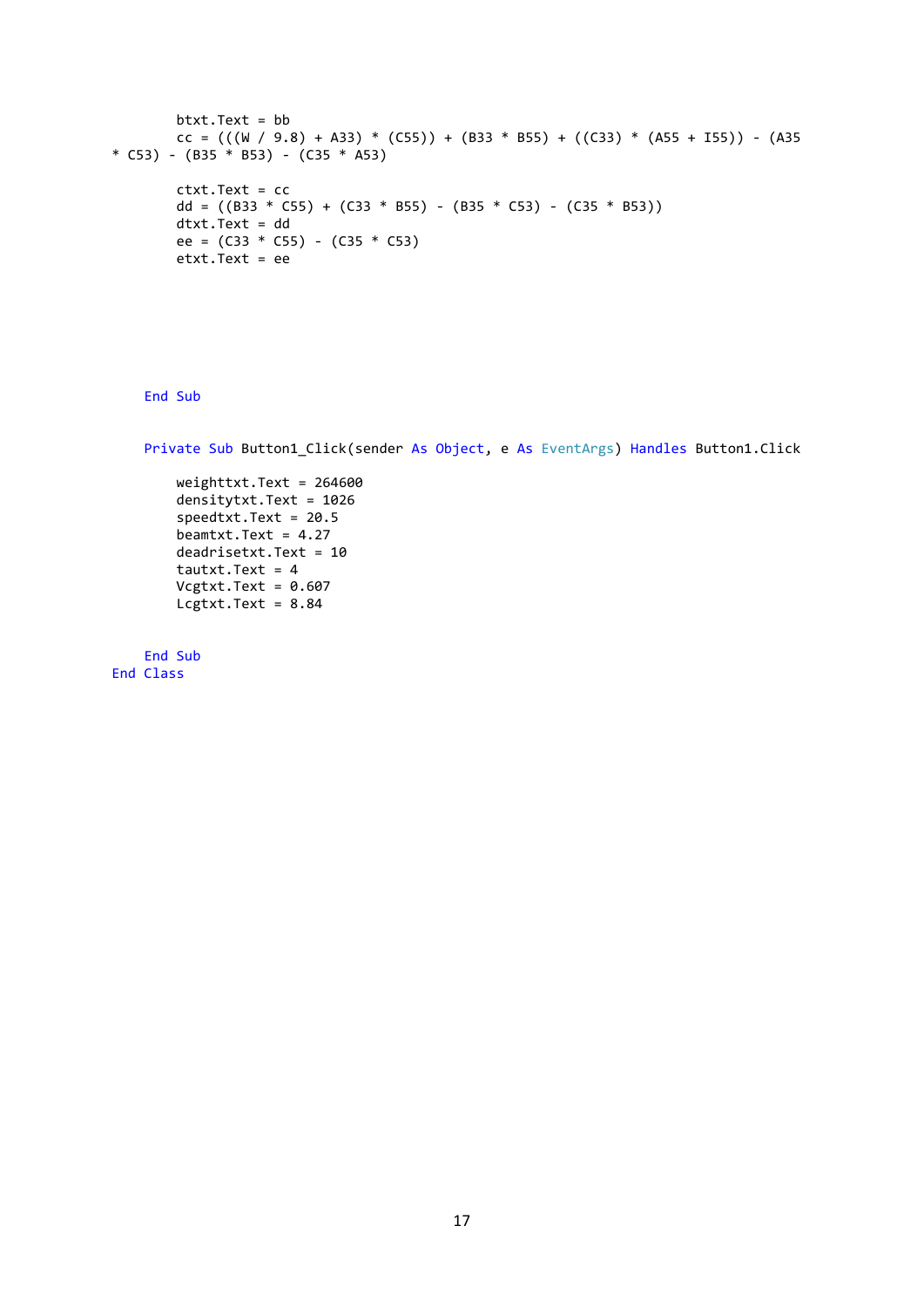```
        btxt.Text = bb
        cc = (((W / 9.8) + A33) * (C55)) + (B33 * B55) + ((C33) * (A55 + I55)) - (A35 * C53) - (B35 * B53) - (C35 * A53)

        ctxt.Text = cc
        dd = ((B33 * C55) + (C33 * B55) - (B35 * C53) - (C35 * B53))
        dtxt.Text = dd
        ee = (C33 * C55) - (C35 * C53)
        etxt.Text = ee






    End Sub


    Private Sub Button1_Click(sender As Object, e As EventArgs) Handles Button1.Click

        weighttxt.Text = 264600
        densitytxt.Text = 1026
        speedtxt.Text = 20.5
        beamtxt.Text = 4.27
        deadrisetxt.Text = 10
        tautxt.Text = 4
        Vcgtxt.Text = 0.607
        Lcgtxt.Text = 8.84


    End Sub
End Class
```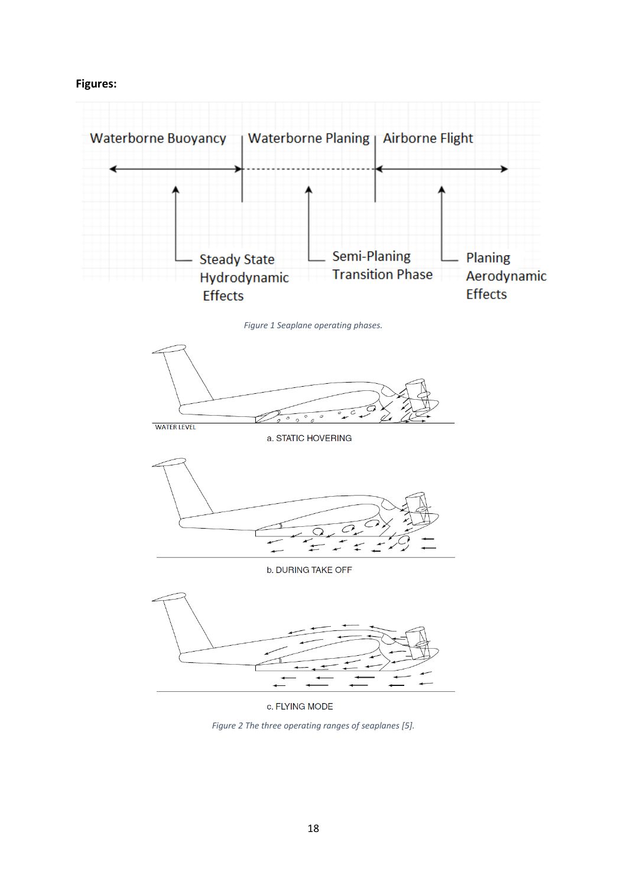**Figures:**

Waterborne Buoyancy | Waterborne Planing | Airborne Flight

Steady State Hydrodynamic Effects

Semi-Planing Transition Phase

Planing Aerodynamic Effects

*Figure 1 Seaplane operating phases.*

WATER LEVEL

a. STATIC HOVERING

b. DURING TAKE OFF

c. FLYING MODE

*Figure 2 The three operating ranges of seaplanes [5].*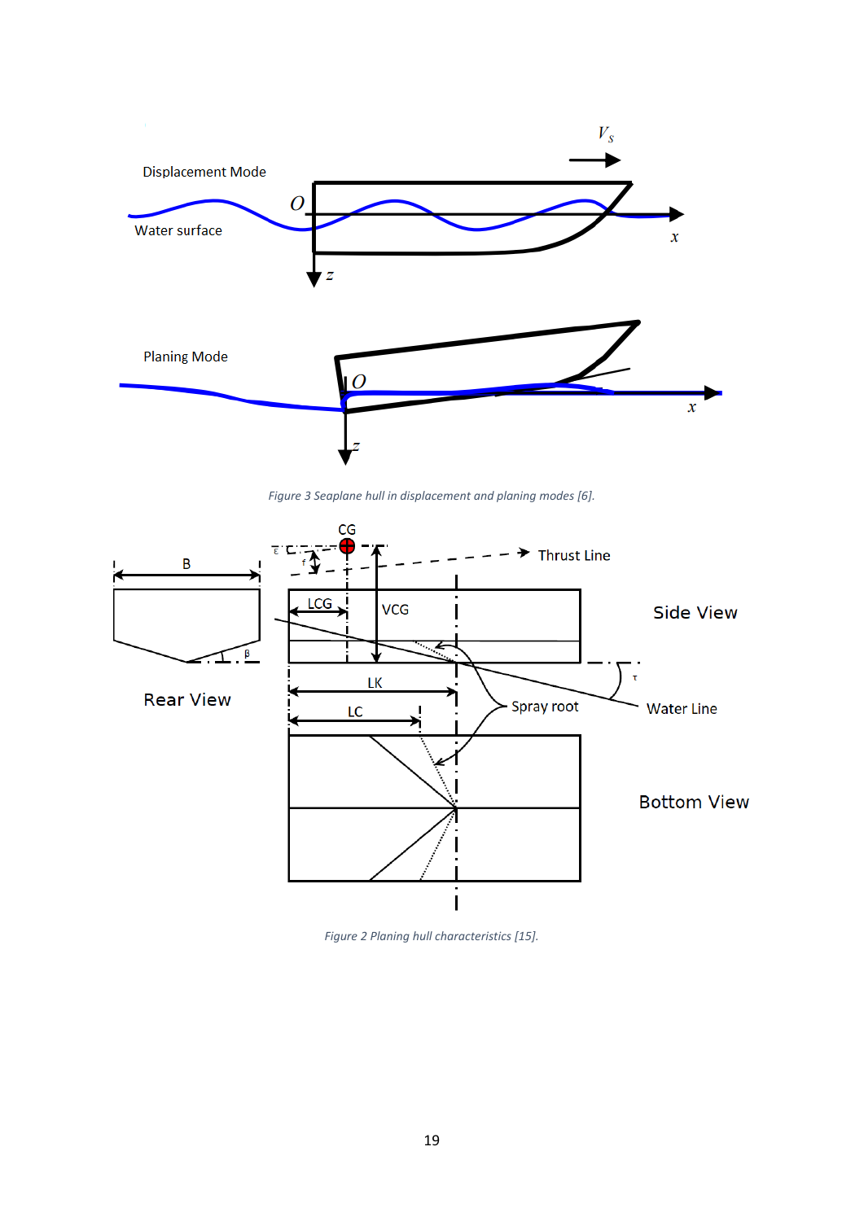*Figure 3 Seaplane hull in displacement and planing modes [6].*

*Figure 2 Planing hull characteristics [15].*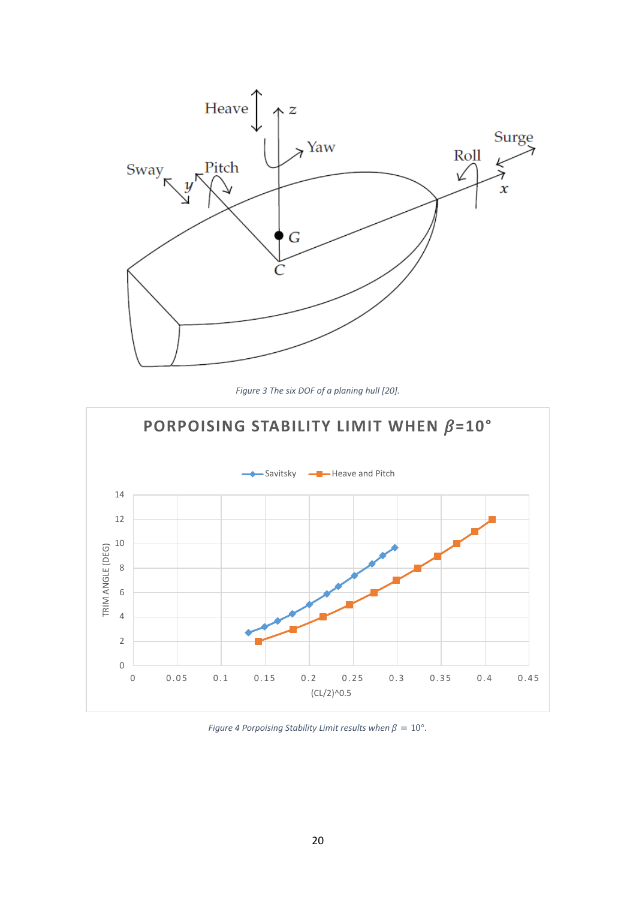Figure 3 The six DOF of a planing hull [20].

Figure 4 Porpoising Stability Limit results when $\beta = 10°$.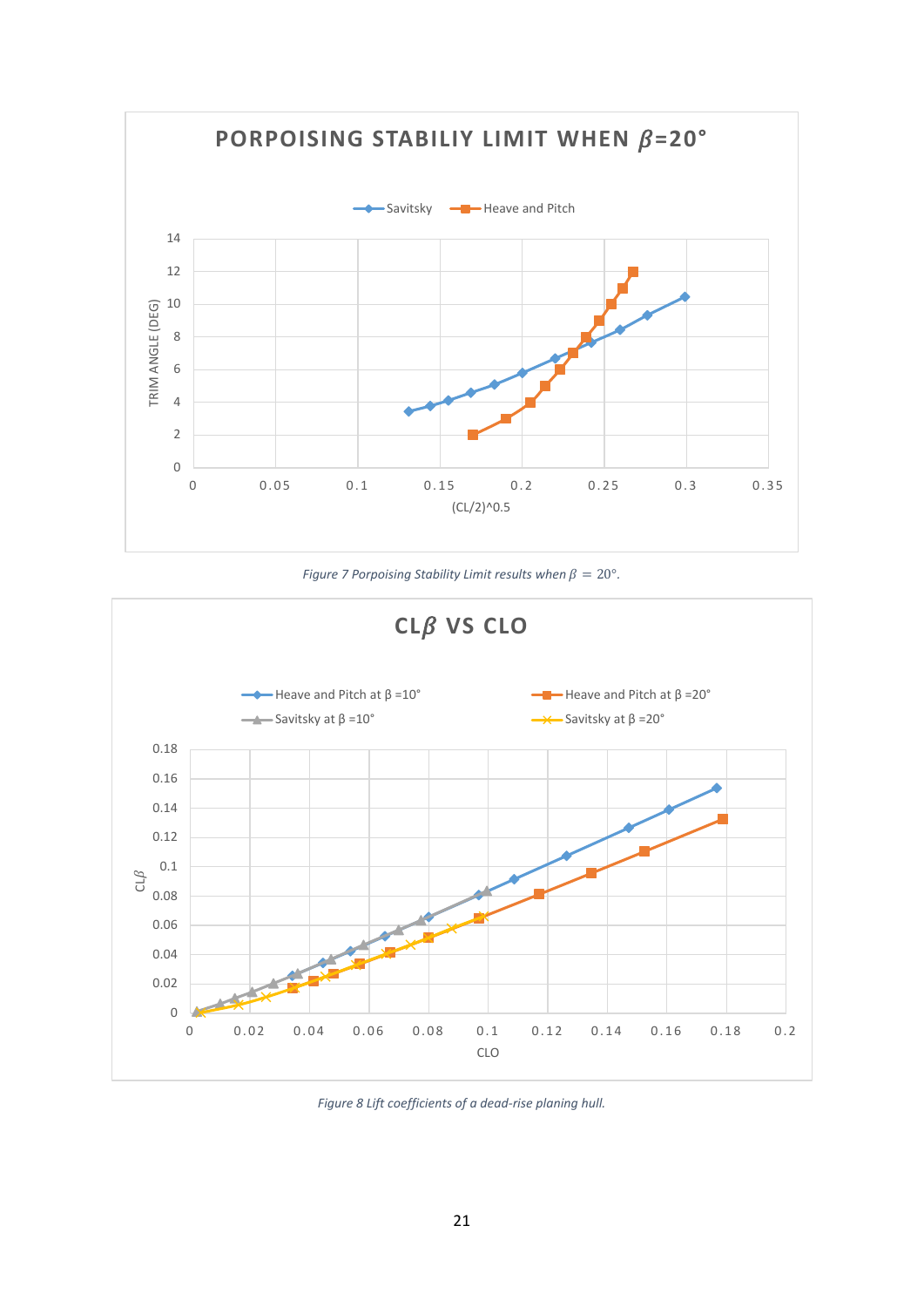PORPOISING STABILIY LIMIT WHEN $\beta$=20°

Savitsky
Heave and Pitch

TRIM ANGLE (DEG)

14
12
10
8
6
4
2
0

0
0.05
0.1
0.15
0.2
0.25
0.3
0.35

(CL/2)^0.5

*Figure 7 Porpoising Stability Limit results when $\beta = 20°$.*

CL$\beta$ VS CLO

Heave and Pitch at β =10°
Heave and Pitch at β =20°
Savitsky at β =10°
Savitsky at β =20°

CL$\beta$

0.18
0.16
0.14
0.12
0.1
0.08
0.06
0.04
0.02
0

0
0.02
0.04
0.06
0.08
0.1
0.12
0.14
0.16
0.18
0.2

CLO

*Figure 8 Lift coefficients of a dead-rise planing hull.*